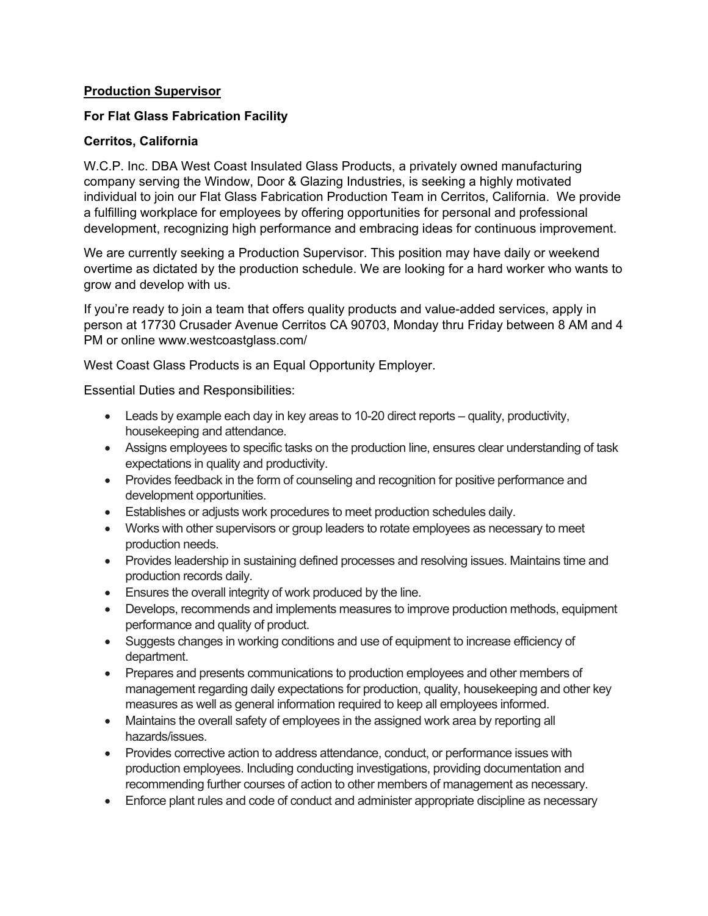**<u>Production Supervisor</u>**

**For Flat Glass Fabrication Facility**

**Cerritos, California**

W.C.P. Inc. DBA West Coast Insulated Glass Products, a privately owned manufacturing company serving the Window, Door & Glazing Industries, is seeking a highly motivated individual to join our Flat Glass Fabrication Production Team in Cerritos, California. We provide a fulfilling workplace for employees by offering opportunities for personal and professional development, recognizing high performance and embracing ideas for continuous improvement.

We are currently seeking a Production Supervisor. This position may have daily or weekend overtime as dictated by the production schedule. We are looking for a hard worker who wants to grow and develop with us.

If you're ready to join a team that offers quality products and value-added services, apply in person at 17730 Crusader Avenue Cerritos CA 90703, Monday thru Friday between 8 AM and 4 PM or online www.westcoastglass.com/

West Coast Glass Products is an Equal Opportunity Employer.

Essential Duties and Responsibilities:

- Leads by example each day in key areas to 10-20 direct reports – quality, productivity, housekeeping and attendance.
- Assigns employees to specific tasks on the production line, ensures clear understanding of task expectations in quality and productivity.
- Provides feedback in the form of counseling and recognition for positive performance and development opportunities.
- Establishes or adjusts work procedures to meet production schedules daily.
- Works with other supervisors or group leaders to rotate employees as necessary to meet production needs.
- Provides leadership in sustaining defined processes and resolving issues. Maintains time and production records daily.
- Ensures the overall integrity of work produced by the line.
- Develops, recommends and implements measures to improve production methods, equipment performance and quality of product.
- Suggests changes in working conditions and use of equipment to increase efficiency of department.
- Prepares and presents communications to production employees and other members of management regarding daily expectations for production, quality, housekeeping and other key measures as well as general information required to keep all employees informed.
- Maintains the overall safety of employees in the assigned work area by reporting all hazards/issues.
- Provides corrective action to address attendance, conduct, or performance issues with production employees. Including conducting investigations, providing documentation and recommending further courses of action to other members of management as necessary.
- Enforce plant rules and code of conduct and administer appropriate discipline as necessary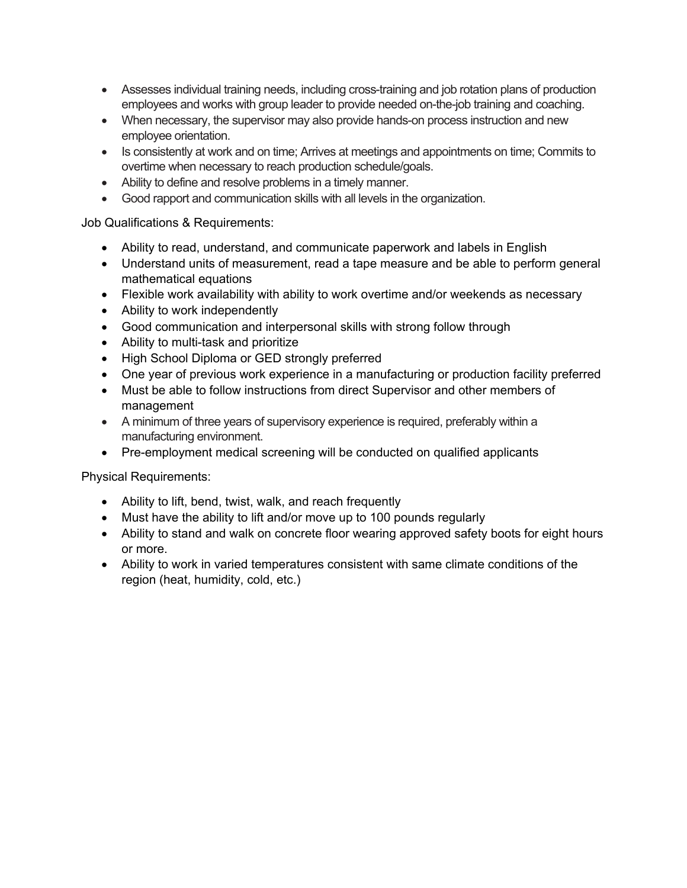- Assesses individual training needs, including cross-training and job rotation plans of production employees and works with group leader to provide needed on-the-job training and coaching.
- When necessary, the supervisor may also provide hands-on process instruction and new employee orientation.
- Is consistently at work and on time; Arrives at meetings and appointments on time; Commits to overtime when necessary to reach production schedule/goals.
- Ability to define and resolve problems in a timely manner.
- Good rapport and communication skills with all levels in the organization.

Job Qualifications & Requirements:

- Ability to read, understand, and communicate paperwork and labels in English
- Understand units of measurement, read a tape measure and be able to perform general mathematical equations
- Flexible work availability with ability to work overtime and/or weekends as necessary
- Ability to work independently
- Good communication and interpersonal skills with strong follow through
- Ability to multi-task and prioritize
- High School Diploma or GED strongly preferred
- One year of previous work experience in a manufacturing or production facility preferred
- Must be able to follow instructions from direct Supervisor and other members of management
- A minimum of three years of supervisory experience is required, preferably within a manufacturing environment.
- Pre-employment medical screening will be conducted on qualified applicants

Physical Requirements:

- Ability to lift, bend, twist, walk, and reach frequently
- Must have the ability to lift and/or move up to 100 pounds regularly
- Ability to stand and walk on concrete floor wearing approved safety boots for eight hours or more.
- Ability to work in varied temperatures consistent with same climate conditions of the region (heat, humidity, cold, etc.)